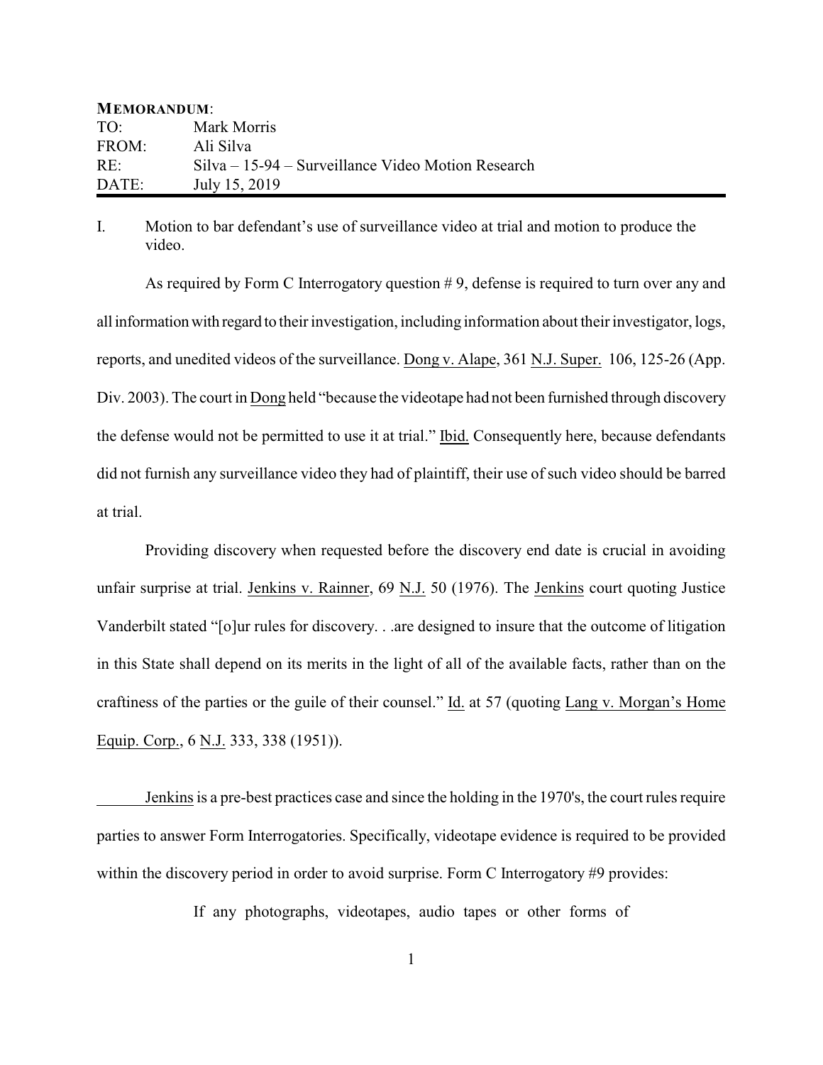**MEMORANDUM**:

TO: Mark Morris
FROM: Ali Silva
RE: Silva – 15-94 – Surveillance Video Motion Research
DATE: July 15, 2019

I. Motion to bar defendant's use of surveillance video at trial and motion to produce the video.

As required by Form C Interrogatory question # 9, defense is required to turn over any and all information with regard to their investigation, including information about their investigator, logs, reports, and unedited videos of the surveillance. Dong v. Alape, 361 N.J. Super. 106, 125-26 (App. Div. 2003). The court in Dong held "because the videotape had not been furnished through discovery the defense would not be permitted to use it at trial." Ibid. Consequently here, because defendants did not furnish any surveillance video they had of plaintiff, their use of such video should be barred at trial.

Providing discovery when requested before the discovery end date is crucial in avoiding unfair surprise at trial. Jenkins v. Rainner, 69 N.J. 50 (1976). The Jenkins court quoting Justice Vanderbilt stated "[o]ur rules for discovery. . .are designed to insure that the outcome of litigation in this State shall depend on its merits in the light of all of the available facts, rather than on the craftiness of the parties or the guile of their counsel." Id. at 57 (quoting Lang v. Morgan's Home Equip. Corp., 6 N.J. 333, 338 (1951)).

Jenkins is a pre-best practices case and since the holding in the 1970's, the court rules require parties to answer Form Interrogatories. Specifically, videotape evidence is required to be provided within the discovery period in order to avoid surprise. Form C Interrogatory #9 provides:

> If any photographs, videotapes, audio tapes or other forms of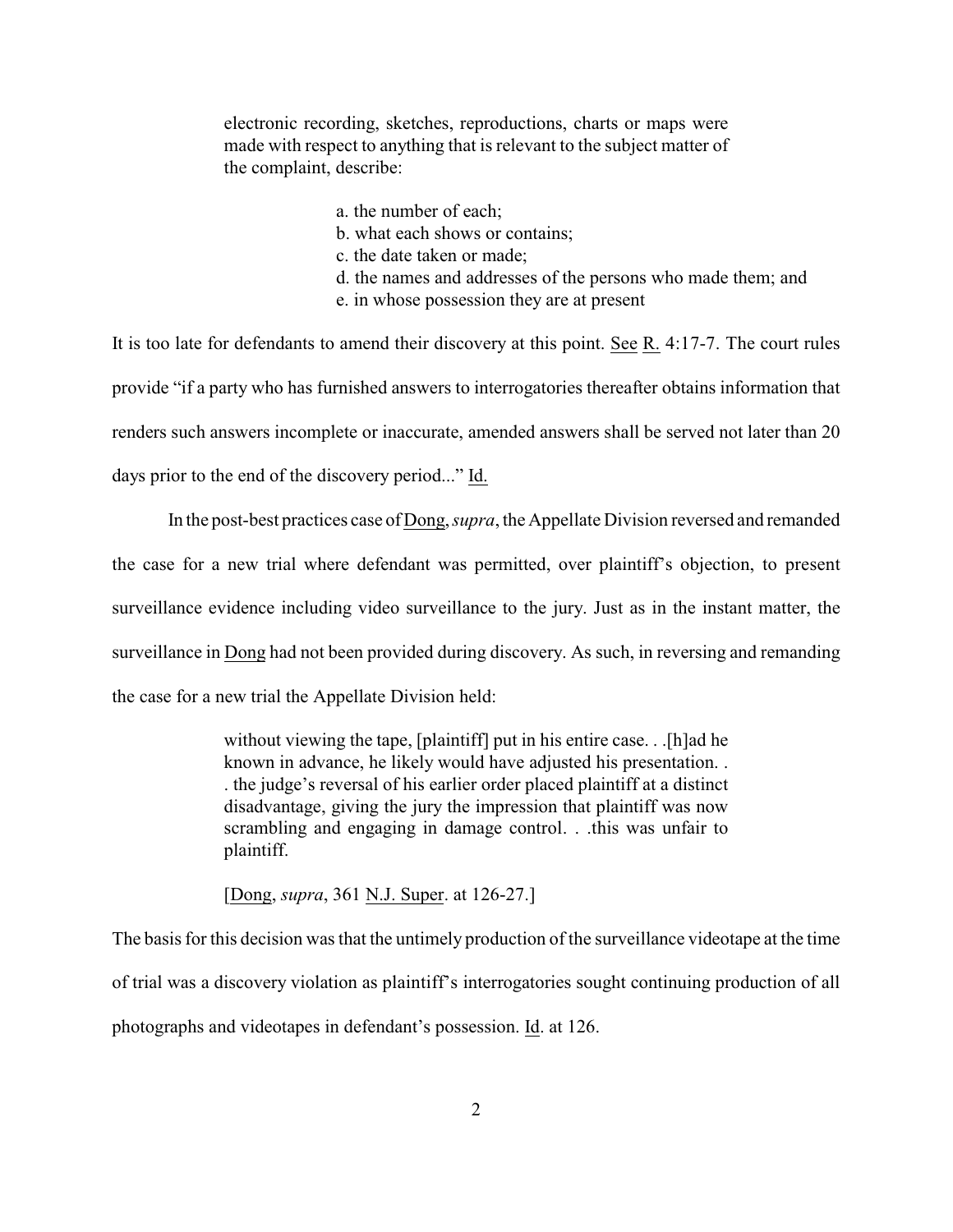> electronic recording, sketches, reproductions, charts or maps were made with respect to anything that is relevant to the subject matter of the complaint, describe:
>
> a. the number of each;
> b. what each shows or contains;
> c. the date taken or made;
> d. the names and addresses of the persons who made them; and
> e. in whose possession they are at present

It is too late for defendants to amend their discovery at this point. See R. 4:17-7. The court rules provide "if a party who has furnished answers to interrogatories thereafter obtains information that renders such answers incomplete or inaccurate, amended answers shall be served not later than 20 days prior to the end of the discovery period..." Id.

In the post-best practices case of Dong, *supra*, the Appellate Division reversed and remanded the case for a new trial where defendant was permitted, over plaintiff's objection, to present surveillance evidence including video surveillance to the jury. Just as in the instant matter, the surveillance in Dong had not been provided during discovery. As such, in reversing and remanding the case for a new trial the Appellate Division held:

> without viewing the tape, [plaintiff] put in his entire case. . .[h]ad he known in advance, he likely would have adjusted his presentation. . . the judge's reversal of his earlier order placed plaintiff at a distinct disadvantage, giving the jury the impression that plaintiff was now scrambling and engaging in damage control. . .this was unfair to plaintiff.
>
> [Dong, *supra*, 361 N.J. Super. at 126-27.]

The basis for this decision was that the untimely production of the surveillance videotape at the time of trial was a discovery violation as plaintiff's interrogatories sought continuing production of all photographs and videotapes in defendant's possession. Id. at 126.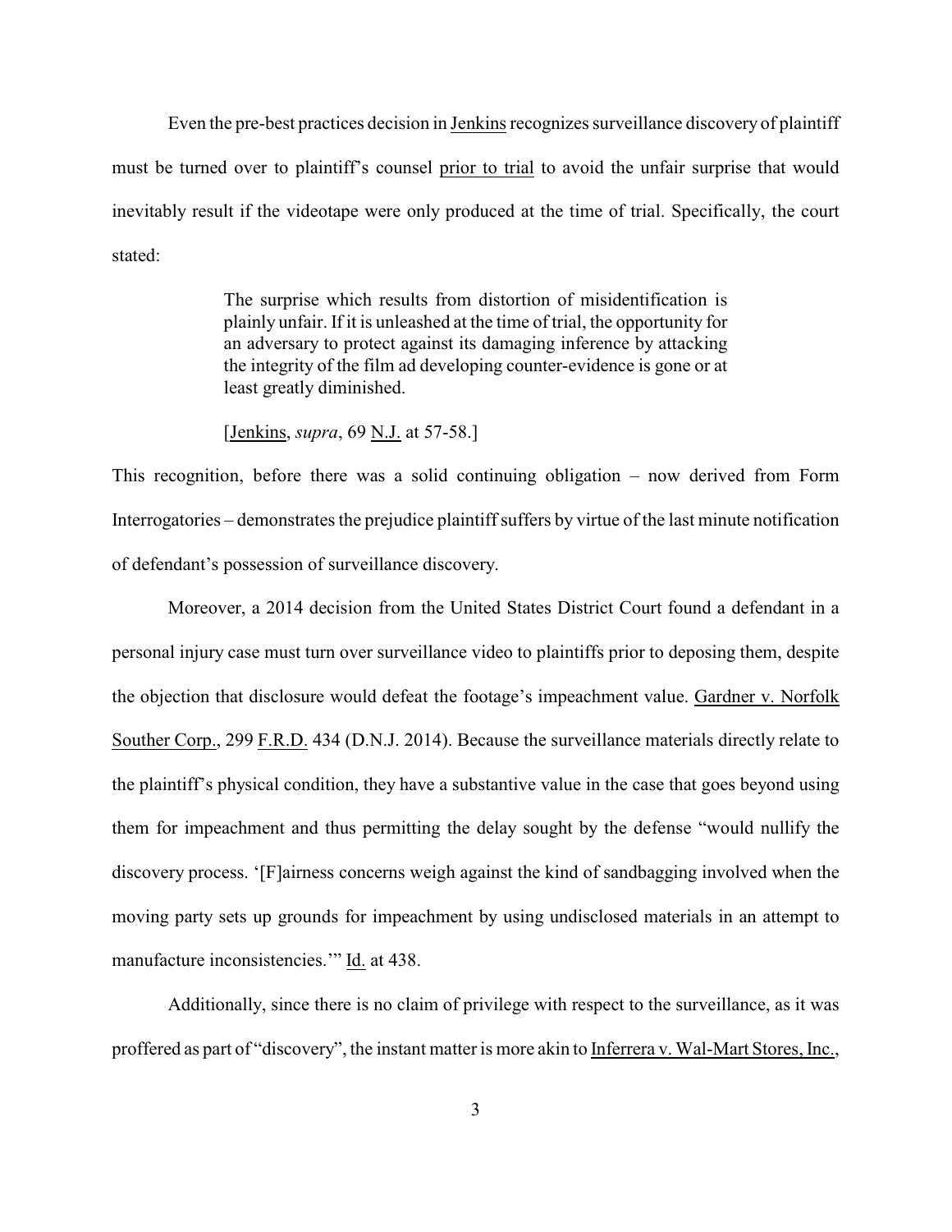Even the pre-best practices decision in Jenkins recognizes surveillance discovery of plaintiff must be turned over to plaintiff's counsel prior to trial to avoid the unfair surprise that would inevitably result if the videotape were only produced at the time of trial. Specifically, the court stated:

> The surprise which results from distortion of misidentification is plainly unfair. If it is unleashed at the time of trial, the opportunity for an adversary to protect against its damaging inference by attacking the integrity of the film ad developing counter-evidence is gone or at least greatly diminished.
>
> [Jenkins, *supra*, 69 N.J. at 57-58.]

This recognition, before there was a solid continuing obligation – now derived from Form Interrogatories – demonstrates the prejudice plaintiff suffers by virtue of the last minute notification of defendant's possession of surveillance discovery.

Moreover, a 2014 decision from the United States District Court found a defendant in a personal injury case must turn over surveillance video to plaintiffs prior to deposing them, despite the objection that disclosure would defeat the footage's impeachment value. Gardner v. Norfolk Souther Corp., 299 F.R.D. 434 (D.N.J. 2014). Because the surveillance materials directly relate to the plaintiff's physical condition, they have a substantive value in the case that goes beyond using them for impeachment and thus permitting the delay sought by the defense "would nullify the discovery process. '[F]airness concerns weigh against the kind of sandbagging involved when the moving party sets up grounds for impeachment by using undisclosed materials in an attempt to manufacture inconsistencies.'" Id. at 438.

Additionally, since there is no claim of privilege with respect to the surveillance, as it was proffered as part of "discovery", the instant matter is more akin to Inferrera v. Wal-Mart Stores, Inc.,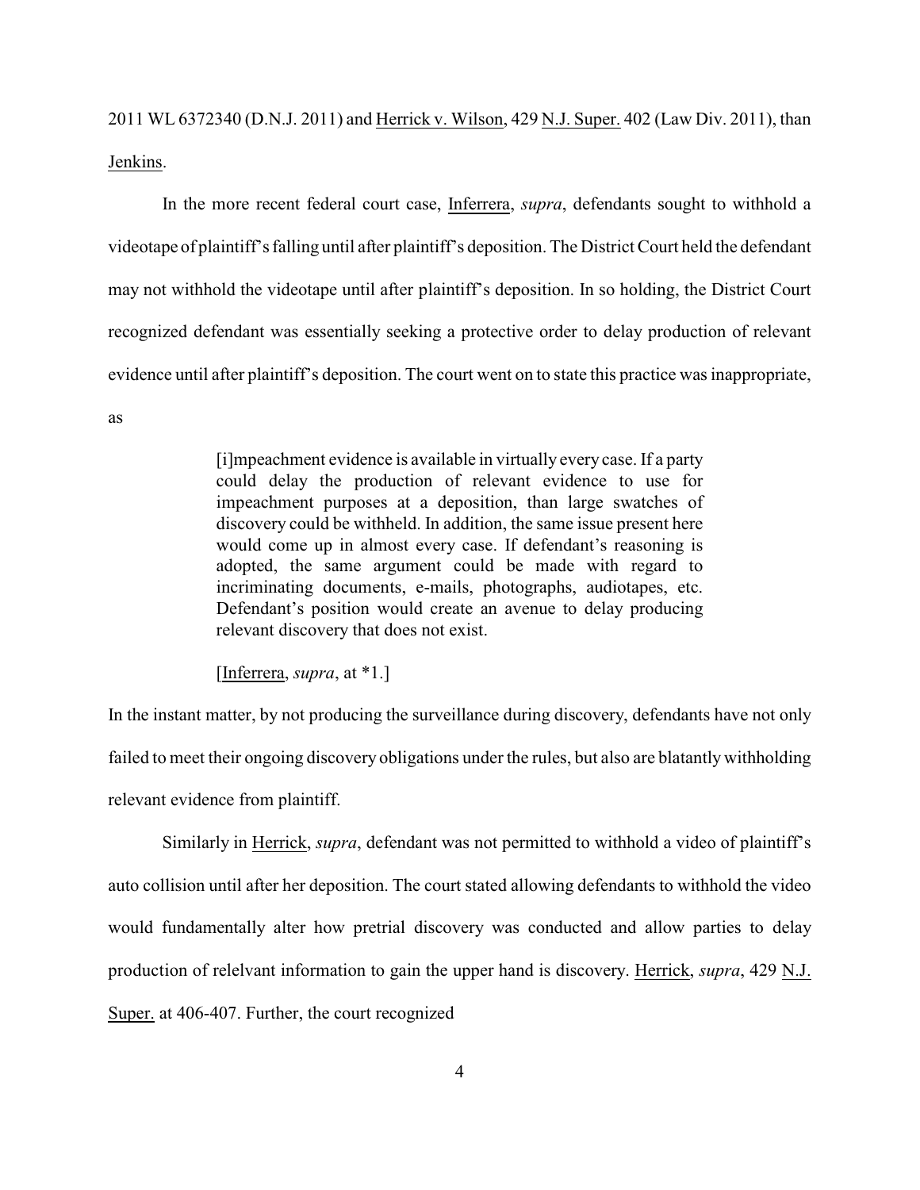2011 WL 6372340 (D.N.J. 2011) and Herrick v. Wilson, 429 N.J. Super. 402 (Law Div. 2011), than Jenkins.

In the more recent federal court case, Inferrera, *supra*, defendants sought to withhold a videotape of plaintiff's falling until after plaintiff's deposition. The District Court held the defendant may not withhold the videotape until after plaintiff's deposition. In so holding, the District Court recognized defendant was essentially seeking a protective order to delay production of relevant evidence until after plaintiff's deposition. The court went on to state this practice was inappropriate, as

> [i]mpeachment evidence is available in virtually every case. If a party could delay the production of relevant evidence to use for impeachment purposes at a deposition, than large swatches of discovery could be withheld. In addition, the same issue present here would come up in almost every case. If defendant's reasoning is adopted, the same argument could be made with regard to incriminating documents, e-mails, photographs, audiotapes, etc. Defendant's position would create an avenue to delay producing relevant discovery that does not exist.
>
> [Inferrera, *supra*, at *1.]

In the instant matter, by not producing the surveillance during discovery, defendants have not only failed to meet their ongoing discovery obligations under the rules, but also are blatantly withholding relevant evidence from plaintiff.

Similarly in Herrick, *supra*, defendant was not permitted to withhold a video of plaintiff's auto collision until after her deposition. The court stated allowing defendants to withhold the video would fundamentally alter how pretrial discovery was conducted and allow parties to delay production of relelvant information to gain the upper hand is discovery. Herrick, *supra*, 429 N.J. Super. at 406-407. Further, the court recognized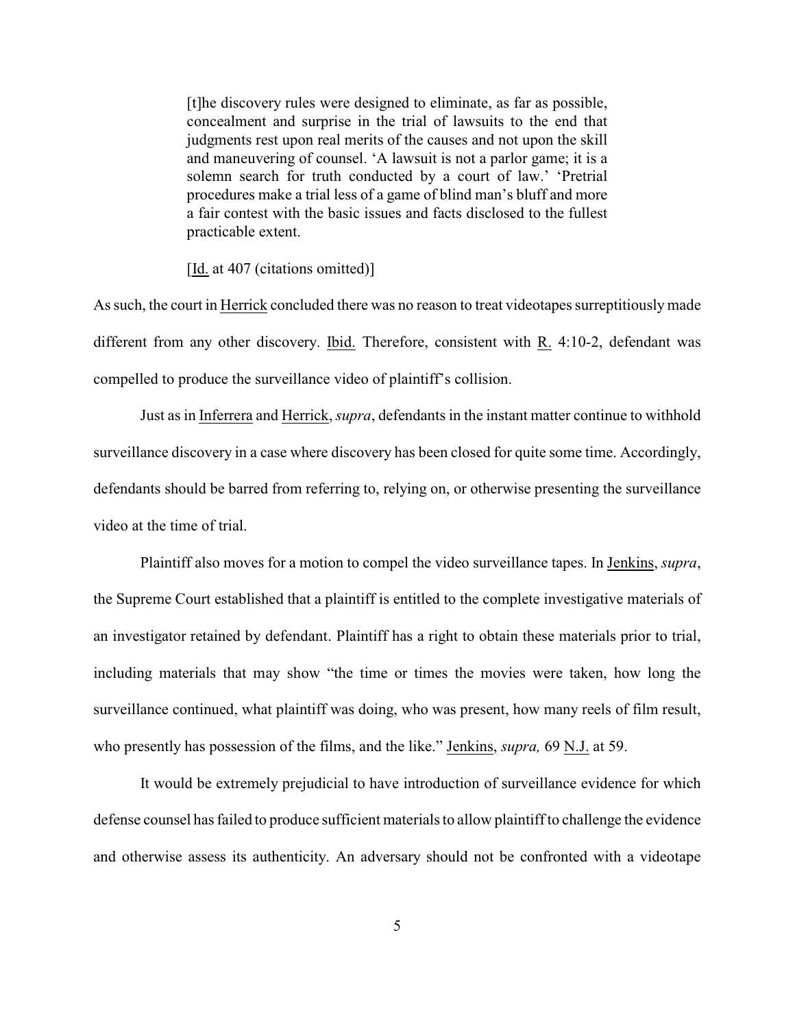> [t]he discovery rules were designed to eliminate, as far as possible, concealment and surprise in the trial of lawsuits to the end that judgments rest upon real merits of the causes and not upon the skill and maneuvering of counsel. 'A lawsuit is not a parlor game; it is a solemn search for truth conducted by a court of law.' 'Pretrial procedures make a trial less of a game of blind man's bluff and more a fair contest with the basic issues and facts disclosed to the fullest practicable extent.
>
> [Id. at 407 (citations omitted)]

As such, the court in Herrick concluded there was no reason to treat videotapes surreptitiously made different from any other discovery. Ibid. Therefore, consistent with R. 4:10-2, defendant was compelled to produce the surveillance video of plaintiff's collision.

Just as in Inferrera and Herrick, *supra*, defendants in the instant matter continue to withhold surveillance discovery in a case where discovery has been closed for quite some time. Accordingly, defendants should be barred from referring to, relying on, or otherwise presenting the surveillance video at the time of trial.

Plaintiff also moves for a motion to compel the video surveillance tapes. In Jenkins, *supra*, the Supreme Court established that a plaintiff is entitled to the complete investigative materials of an investigator retained by defendant. Plaintiff has a right to obtain these materials prior to trial, including materials that may show "the time or times the movies were taken, how long the surveillance continued, what plaintiff was doing, who was present, how many reels of film result, who presently has possession of the films, and the like." Jenkins, *supra,* 69 N.J. at 59.

It would be extremely prejudicial to have introduction of surveillance evidence for which defense counsel has failed to produce sufficient materials to allow plaintiff to challenge the evidence and otherwise assess its authenticity. An adversary should not be confronted with a videotape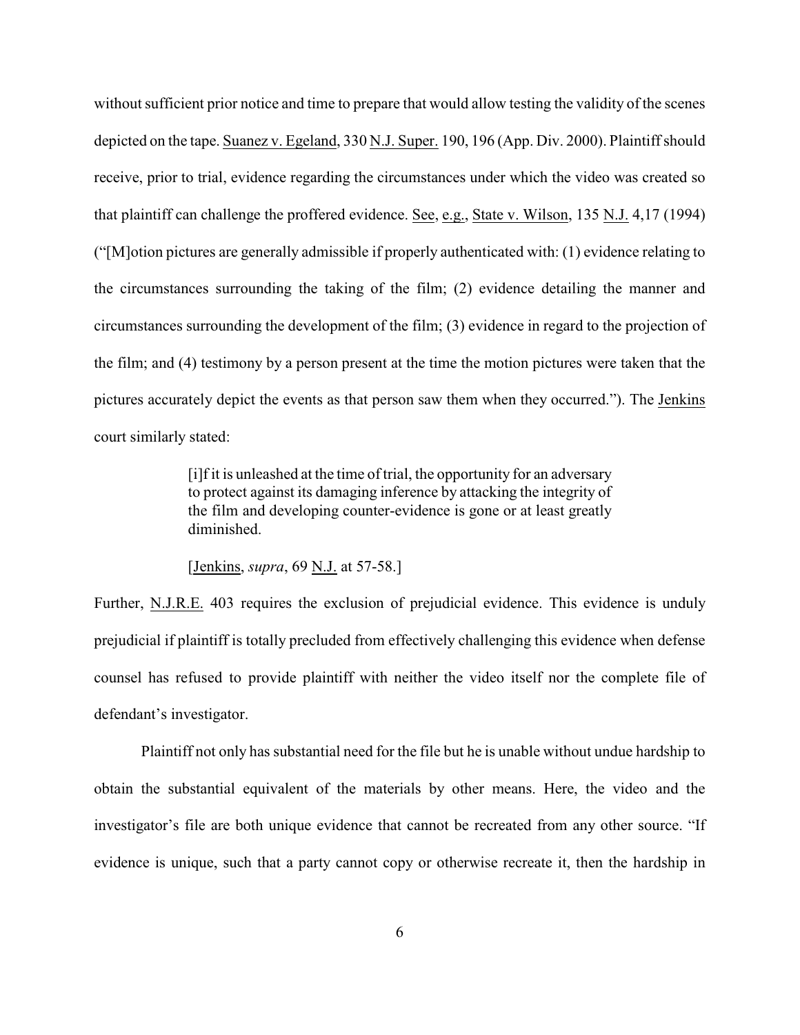without sufficient prior notice and time to prepare that would allow testing the validity of the scenes depicted on the tape. Suanez v. Egeland, 330 N.J. Super. 190, 196 (App. Div. 2000). Plaintiff should receive, prior to trial, evidence regarding the circumstances under which the video was created so that plaintiff can challenge the proffered evidence. See, e.g., State v. Wilson, 135 N.J. 4,17 (1994) ("[M]otion pictures are generally admissible if properly authenticated with: (1) evidence relating to the circumstances surrounding the taking of the film; (2) evidence detailing the manner and circumstances surrounding the development of the film; (3) evidence in regard to the projection of the film; and (4) testimony by a person present at the time the motion pictures were taken that the pictures accurately depict the events as that person saw them when they occurred."). The Jenkins court similarly stated:

> [i]f it is unleashed at the time of trial, the opportunity for an adversary to protect against its damaging inference by attacking the integrity of the film and developing counter-evidence is gone or at least greatly diminished.
>
> [Jenkins, *supra*, 69 N.J. at 57-58.]

Further, N.J.R.E. 403 requires the exclusion of prejudicial evidence. This evidence is unduly prejudicial if plaintiff is totally precluded from effectively challenging this evidence when defense counsel has refused to provide plaintiff with neither the video itself nor the complete file of defendant's investigator.

Plaintiff not only has substantial need for the file but he is unable without undue hardship to obtain the substantial equivalent of the materials by other means. Here, the video and the investigator's file are both unique evidence that cannot be recreated from any other source. "If evidence is unique, such that a party cannot copy or otherwise recreate it, then the hardship in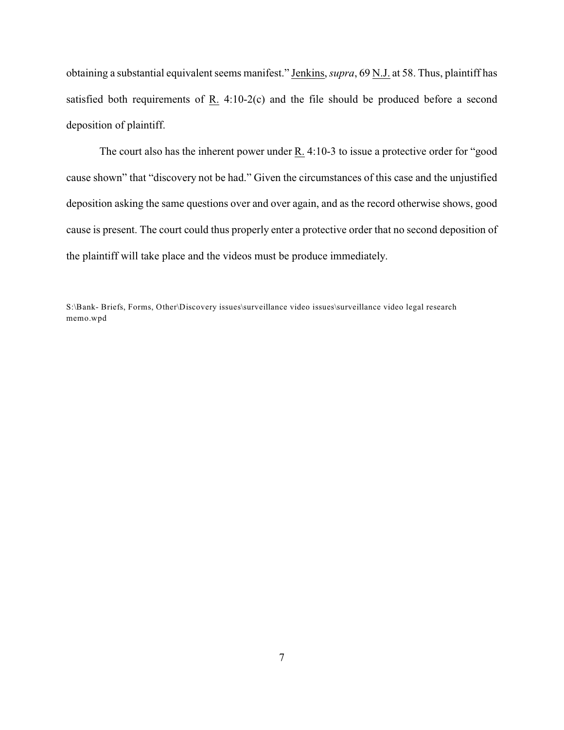obtaining a substantial equivalent seems manifest." Jenkins, *supra*, 69 N.J. at 58. Thus, plaintiff has satisfied both requirements of R. 4:10-2(c) and the file should be produced before a second deposition of plaintiff.

The court also has the inherent power under R. 4:10-3 to issue a protective order for "good cause shown" that "discovery not be had." Given the circumstances of this case and the unjustified deposition asking the same questions over and over again, and as the record otherwise shows, good cause is present. The court could thus properly enter a protective order that no second deposition of the plaintiff will take place and the videos must be produce immediately.

S:\Bank- Briefs, Forms, Other\Discovery issues\surveillance video issues\surveillance video legal research memo.wpd